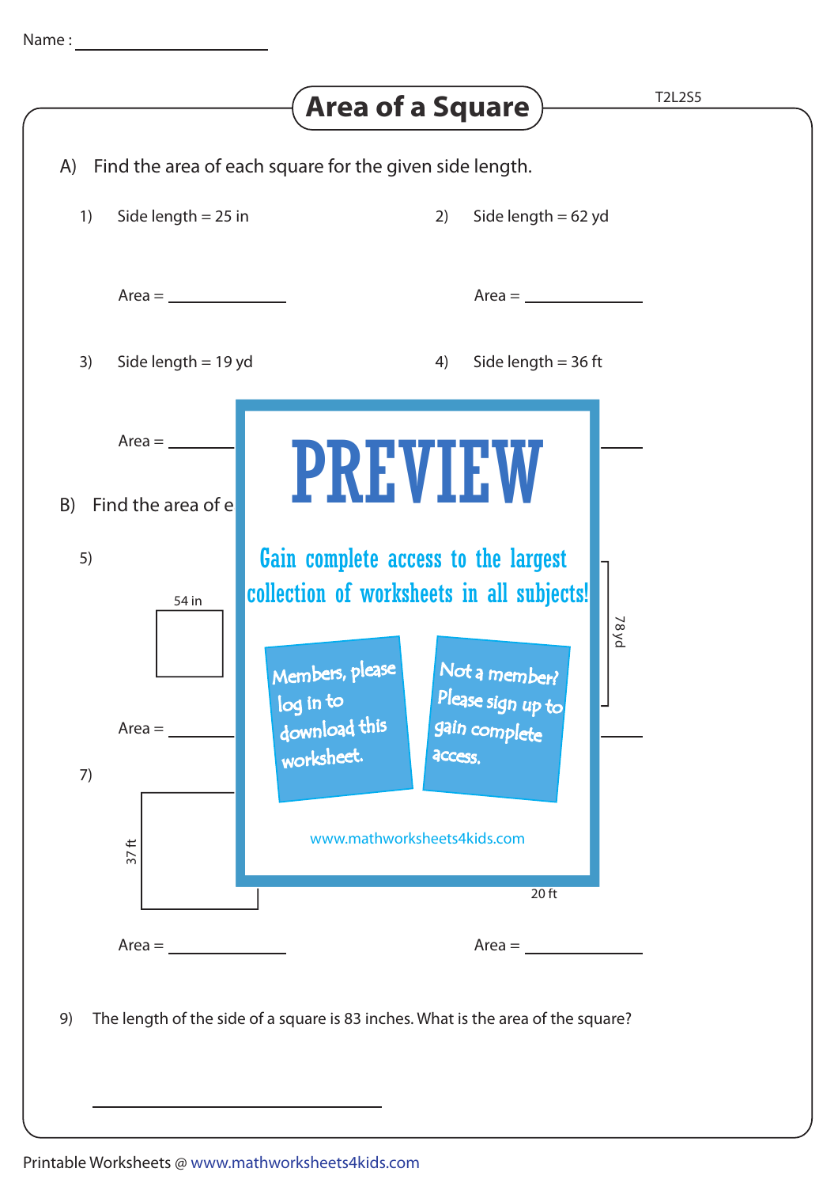Name : ____________________

# Area of a Square

T2L2S5

A) Find the area of each square for the given side length.

1) Side length = 25 in

Area = ____________

2) Side length = 62 yd

Area = ____________

3) Side length = 19 yd

Area = ____________

4) Side length = 36 ft

Area = ____________

B) Find the area of e

5)

54 in

Area = ____________

78 yd

Area = ____________

7)

37 ft

Area = ____________

20 ft

Area = ____________

PREVIEW

Gain complete access to the largest collection of worksheets in all subjects!

Members, please log in to download this worksheet.

Not a member? Please sign up to gain complete access.

www.mathworksheets4kids.com

9) The length of the side of a square is 83 inches. What is the area of the square?

____________________

Printable Worksheets @ www.mathworksheets4kids.com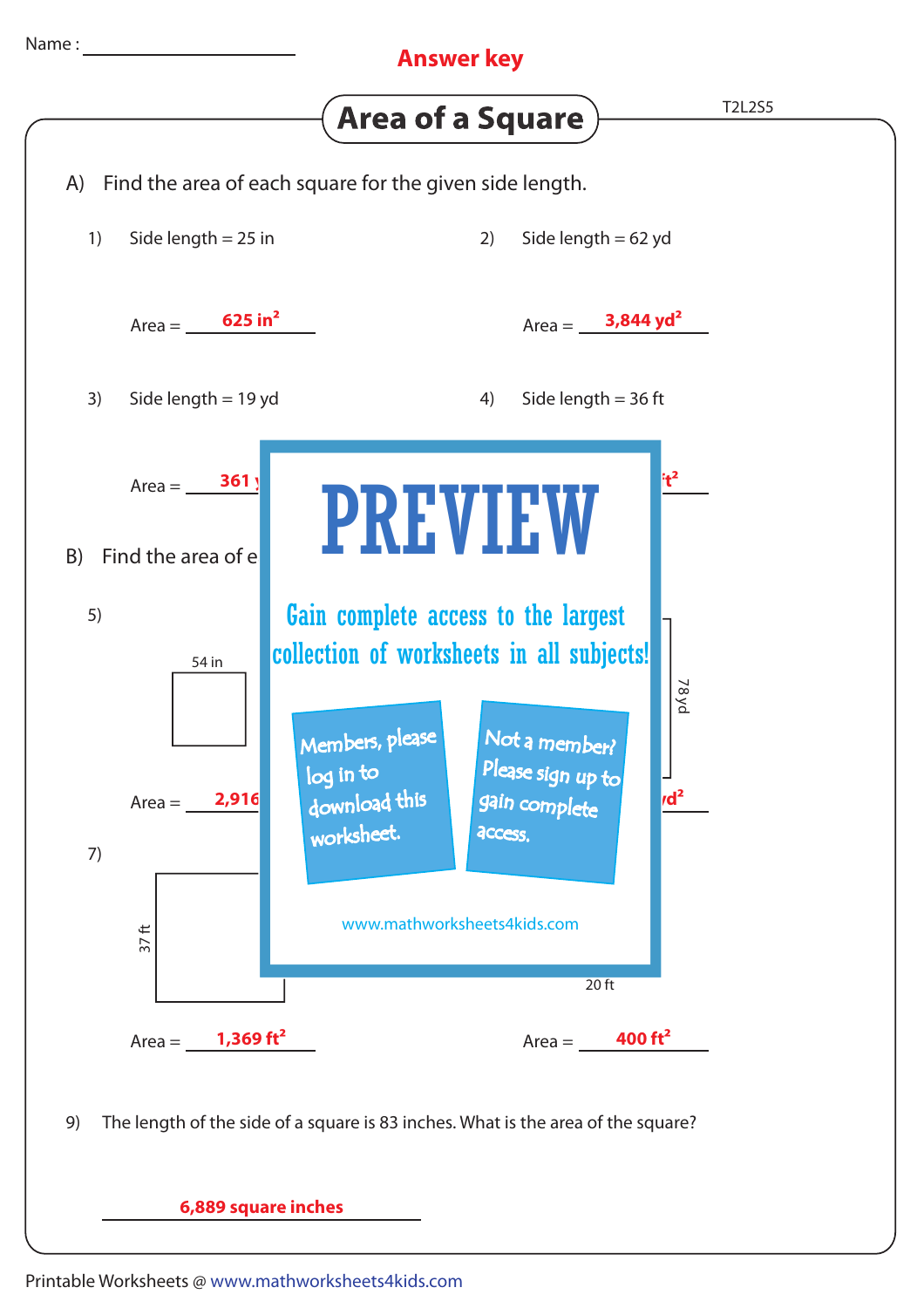Name : ____________________

**Answer key**

# Area of a Square

T2L2S5

A) Find the area of each square for the given side length.

1) Side length = 25 in

Area = **625 in$^2$**

2) Side length = 62 yd

Area = **3,844 yd$^2$**

3) Side length = 19 yd

Area = **361 y**

4) Side length = 36 ft

**ft$^2$**

B) Find the area of e

5)

54 in

Area = **2,916**

78yd

**yd$^2$**

PREVIEW

Gain complete access to the largest collection of worksheets in all subjects!

Members, please log in to download this worksheet.

Not a member? Please sign up to gain complete access.

www.mathworksheets4kids.com

7)

37 ft

20 ft

Area = **1,369 ft$^2$**

Area = **400 ft$^2$**

9) The length of the side of a square is 83 inches. What is the area of the square?

**6,889 square inches**

Printable Worksheets @ www.mathworksheets4kids.com